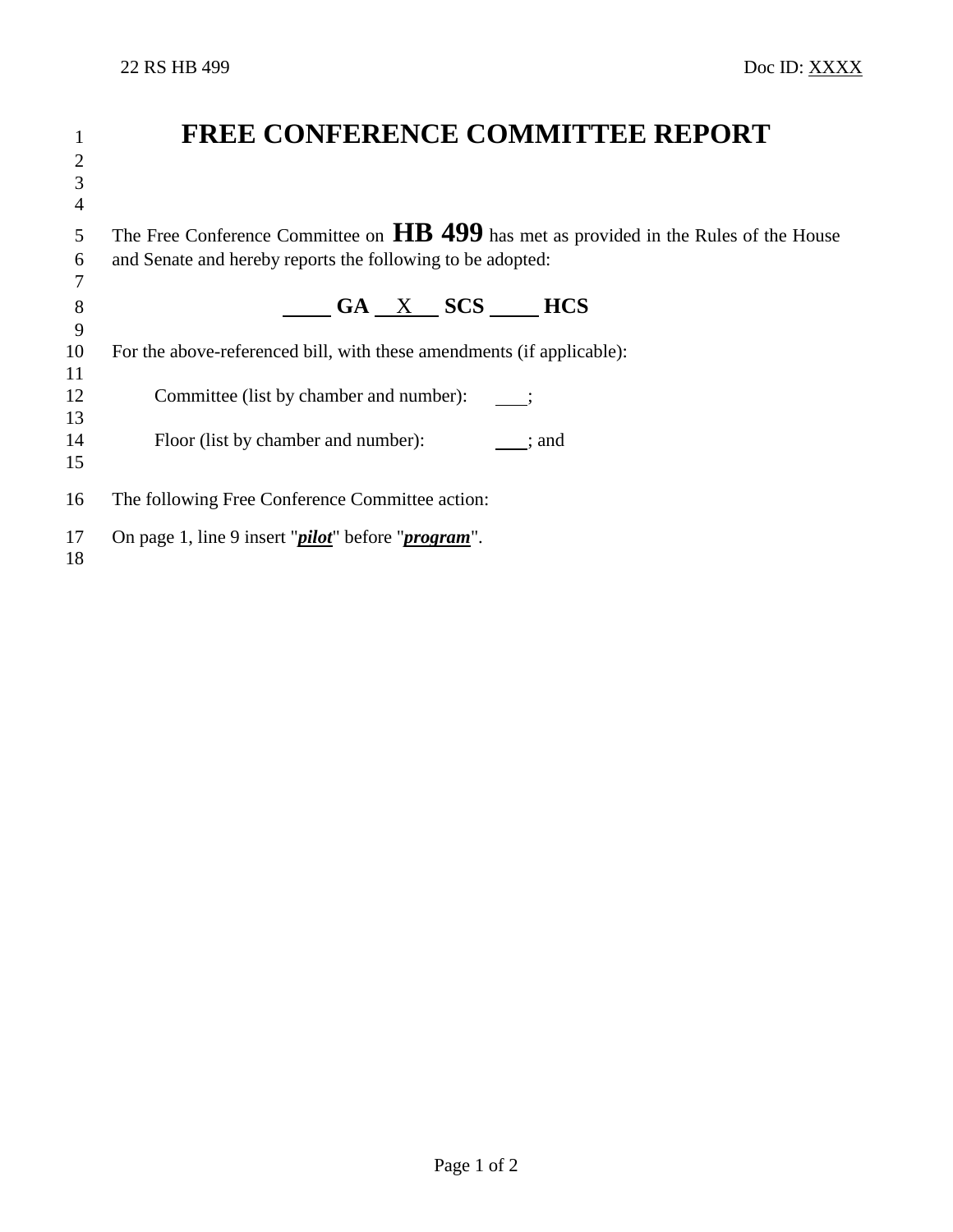# FREE CONFERENCE COMMITTEE REPORT

The Free Conference Committee on **HB 499** has met as provided in the Rules of the House and Senate and hereby reports the following to be adopted:

**\_\_\_\_ GA \_\_X\_\_ SCS \_\_\_\_ HCS**

For the above-referenced bill, with these amendments (if applicable):

Committee (list by chamber and number): \_\_\_;

Floor (list by chamber and number): \_\_\_; and

The following Free Conference Committee action:

On page 1, line 9 insert "***pilot***" before "***program***".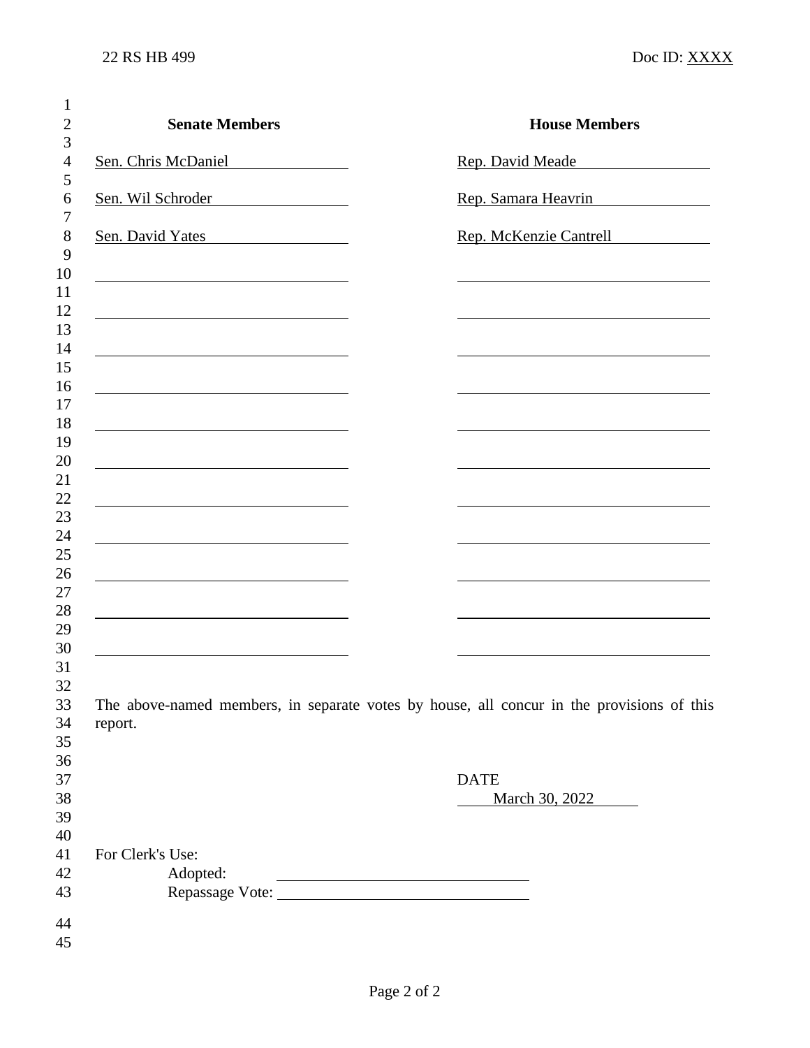| **Senate Members** | **House Members** |
| --- | --- |
| Sen. Chris McDaniel | Rep. David Meade |
| Sen. Wil Schroder | Rep. Samara Heavrin |
| Sen. David Yates | Rep. McKenzie Cantrell |
| | |
| | |
| | |
| | |
| | |
| | |
| | |
| | |
| | |
| | |
| | |

The above-named members, in separate votes by house, all concur in the provisions of this report.

DATE
March 30, 2022

For Clerk's Use:
Adopted: ______________________
Repassage Vote: ______________________